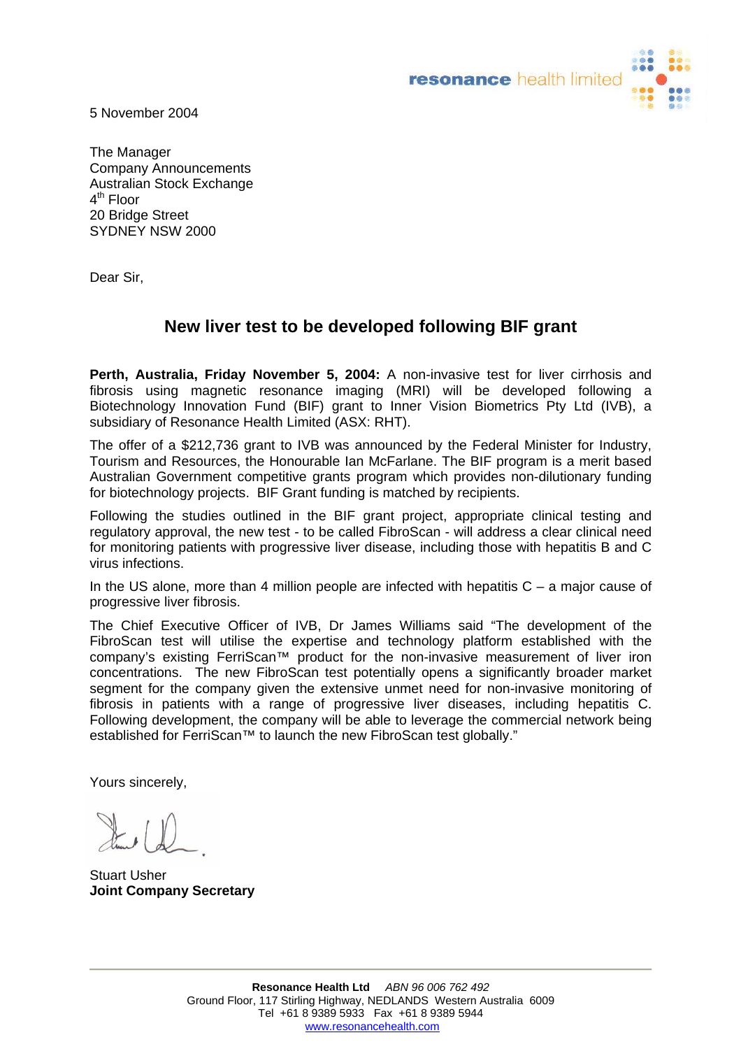resonance health limited

5 November 2004

The Manager
Company Announcements
Australian Stock Exchange
4th Floor
20 Bridge Street
SYDNEY NSW 2000

Dear Sir,

## New liver test to be developed following BIF grant

**Perth, Australia, Friday November 5, 2004:** A non-invasive test for liver cirrhosis and fibrosis using magnetic resonance imaging (MRI) will be developed following a Biotechnology Innovation Fund (BIF) grant to Inner Vision Biometrics Pty Ltd (IVB), a subsidiary of Resonance Health Limited (ASX: RHT).

The offer of a $212,736 grant to IVB was announced by the Federal Minister for Industry, Tourism and Resources, the Honourable Ian McFarlane. The BIF program is a merit based Australian Government competitive grants program which provides non-dilutionary funding for biotechnology projects. BIF Grant funding is matched by recipients.

Following the studies outlined in the BIF grant project, appropriate clinical testing and regulatory approval, the new test - to be called FibroScan - will address a clear clinical need for monitoring patients with progressive liver disease, including those with hepatitis B and C virus infections.

In the US alone, more than 4 million people are infected with hepatitis C – a major cause of progressive liver fibrosis.

The Chief Executive Officer of IVB, Dr James Williams said "The development of the FibroScan test will utilise the expertise and technology platform established with the company's existing FerriScan™ product for the non-invasive measurement of liver iron concentrations. The new FibroScan test potentially opens a significantly broader market segment for the company given the extensive unmet need for non-invasive monitoring of fibrosis in patients with a range of progressive liver diseases, including hepatitis C. Following development, the company will be able to leverage the commercial network being established for FerriScan™ to launch the new FibroScan test globally."

Yours sincerely,

Stuart Usher
**Joint Company Secretary**

**Resonance Health Ltd** *ABN 96 006 762 492*
Ground Floor, 117 Stirling Highway, NEDLANDS Western Australia 6009
Tel +61 8 9389 5933 Fax +61 8 9389 5944
www.resonancehealth.com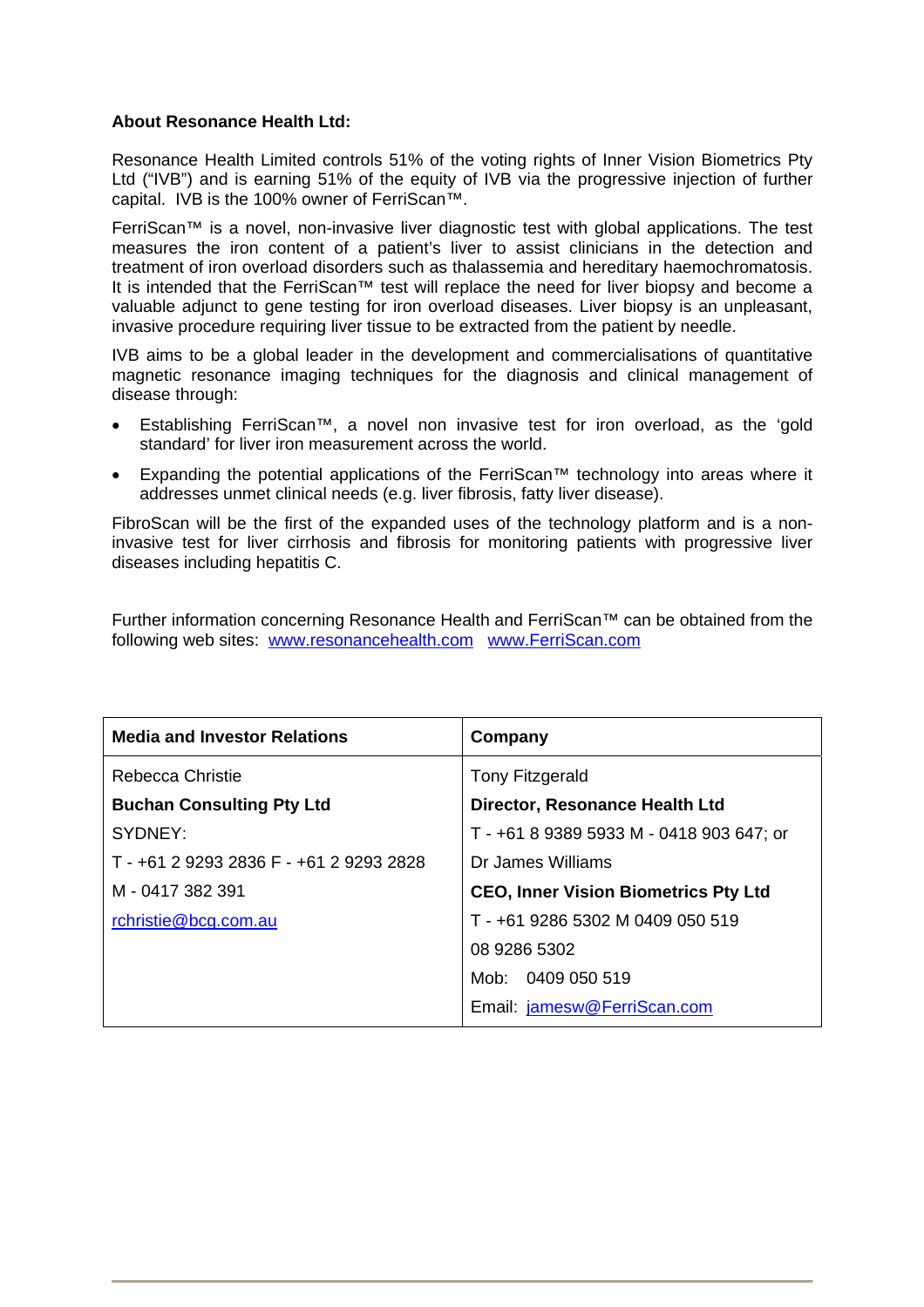**About Resonance Health Ltd:**

Resonance Health Limited controls 51% of the voting rights of Inner Vision Biometrics Pty Ltd ("IVB") and is earning 51% of the equity of IVB via the progressive injection of further capital. IVB is the 100% owner of FerriScan™.

FerriScan™ is a novel, non-invasive liver diagnostic test with global applications. The test measures the iron content of a patient's liver to assist clinicians in the detection and treatment of iron overload disorders such as thalassemia and hereditary haemochromatosis. It is intended that the FerriScan™ test will replace the need for liver biopsy and become a valuable adjunct to gene testing for iron overload diseases. Liver biopsy is an unpleasant, invasive procedure requiring liver tissue to be extracted from the patient by needle.

IVB aims to be a global leader in the development and commercialisations of quantitative magnetic resonance imaging techniques for the diagnosis and clinical management of disease through:

- Establishing FerriScan™, a novel non invasive test for iron overload, as the 'gold standard' for liver iron measurement across the world.
- Expanding the potential applications of the FerriScan™ technology into areas where it addresses unmet clinical needs (e.g. liver fibrosis, fatty liver disease).

FibroScan will be the first of the expanded uses of the technology platform and is a non-invasive test for liver cirrhosis and fibrosis for monitoring patients with progressive liver diseases including hepatitis C.

Further information concerning Resonance Health and FerriScan™ can be obtained from the following web sites: www.resonancehealth.com www.FerriScan.com

| **Media and Investor Relations** | **Company** |
| --- | --- |
| Rebecca Christie | Tony Fitzgerald |
| **Buchan Consulting Pty Ltd** | **Director, Resonance Health Ltd** |
| SYDNEY: | T - +61 8 9389 5933 M - 0418 903 647; or |
| T - +61 2 9293 2836 F - +61 2 9293 2828 | Dr James Williams |
| M - 0417 382 391 | **CEO, Inner Vision Biometrics Pty Ltd** |
| rchristie@bcg.com.au | T - +61 9286 5302 M 0409 050 519 |
| | 08 9286 5302 |
| | Mob: 0409 050 519 |
| | Email: jamesw@FerriScan.com |